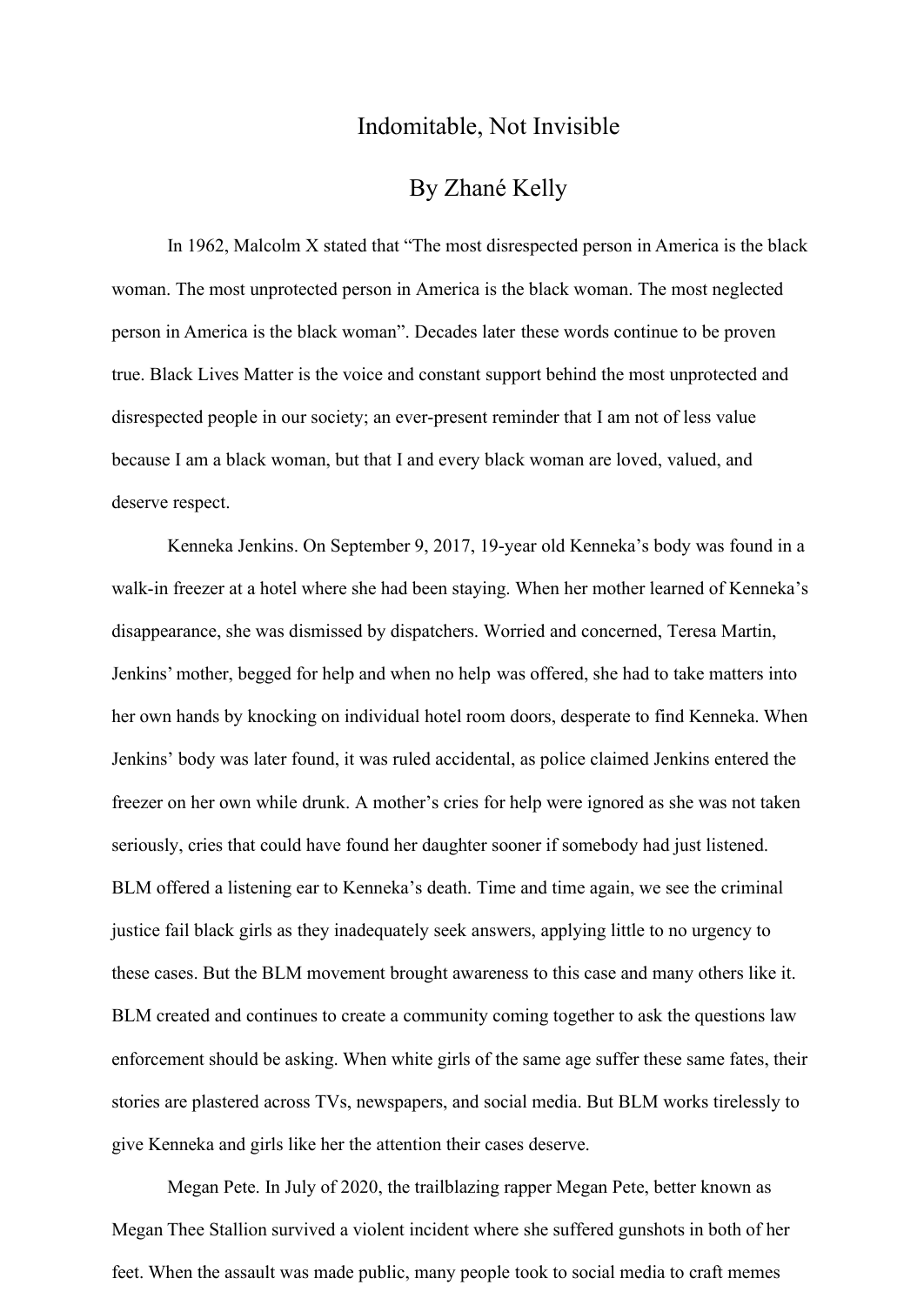# Indomitable, Not Invisible

## By Zhané Kelly

In 1962, Malcolm X stated that "The most disrespected person in America is the black woman. The most unprotected person in America is the black woman. The most neglected person in America is the black woman". Decades later these words continue to be proven true. Black Lives Matter is the voice and constant support behind the most unprotected and disrespected people in our society; an ever-present reminder that I am not of less value because I am a black woman, but that I and every black woman are loved, valued, and deserve respect.

Kenneka Jenkins. On September 9, 2017, 19-year old Kenneka's body was found in a walk-in freezer at a hotel where she had been staying. When her mother learned of Kenneka's disappearance, she was dismissed by dispatchers. Worried and concerned, Teresa Martin, Jenkins' mother, begged for help and when no help was offered, she had to take matters into her own hands by knocking on individual hotel room doors, desperate to find Kenneka. When Jenkins' body was later found, it was ruled accidental, as police claimed Jenkins entered the freezer on her own while drunk. A mother's cries for help were ignored as she was not taken seriously, cries that could have found her daughter sooner if somebody had just listened. BLM offered a listening ear to Kenneka's death. Time and time again, we see the criminal justice fail black girls as they inadequately seek answers, applying little to no urgency to these cases. But the BLM movement brought awareness to this case and many others like it. BLM created and continues to create a community coming together to ask the questions law enforcement should be asking. When white girls of the same age suffer these same fates, their stories are plastered across TVs, newspapers, and social media. But BLM works tirelessly to give Kenneka and girls like her the attention their cases deserve.

Megan Pete. In July of 2020, the trailblazing rapper Megan Pete, better known as Megan Thee Stallion survived a violent incident where she suffered gunshots in both of her feet. When the assault was made public, many people took to social media to craft memes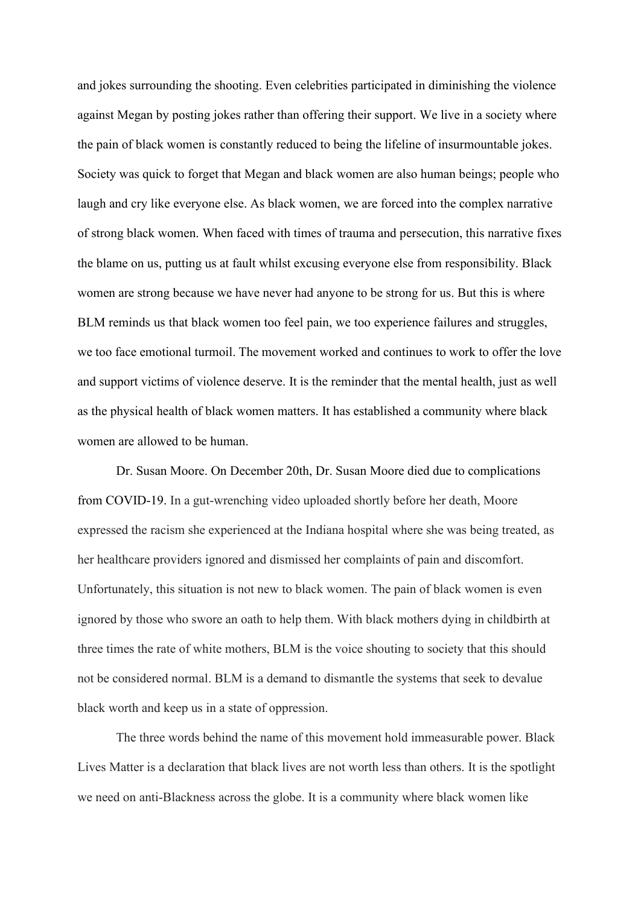and jokes surrounding the shooting. Even celebrities participated in diminishing the violence against Megan by posting jokes rather than offering their support. We live in a society where the pain of black women is constantly reduced to being the lifeline of insurmountable jokes. Society was quick to forget that Megan and black women are also human beings; people who laugh and cry like everyone else. As black women, we are forced into the complex narrative of strong black women. When faced with times of trauma and persecution, this narrative fixes the blame on us, putting us at fault whilst excusing everyone else from responsibility. Black women are strong because we have never had anyone to be strong for us. But this is where BLM reminds us that black women too feel pain, we too experience failures and struggles, we too face emotional turmoil. The movement worked and continues to work to offer the love and support victims of violence deserve. It is the reminder that the mental health, just as well as the physical health of black women matters. It has established a community where black women are allowed to be human.

Dr. Susan Moore. On December 20th, Dr. Susan Moore died due to complications from COVID-19. In a gut-wrenching video uploaded shortly before her death, Moore expressed the racism she experienced at the Indiana hospital where she was being treated, as her healthcare providers ignored and dismissed her complaints of pain and discomfort. Unfortunately, this situation is not new to black women. The pain of black women is even ignored by those who swore an oath to help them. With black mothers dying in childbirth at three times the rate of white mothers, BLM is the voice shouting to society that this should not be considered normal. BLM is a demand to dismantle the systems that seek to devalue black worth and keep us in a state of oppression.

The three words behind the name of this movement hold immeasurable power. Black Lives Matter is a declaration that black lives are not worth less than others. It is the spotlight we need on anti-Blackness across the globe. It is a community where black women like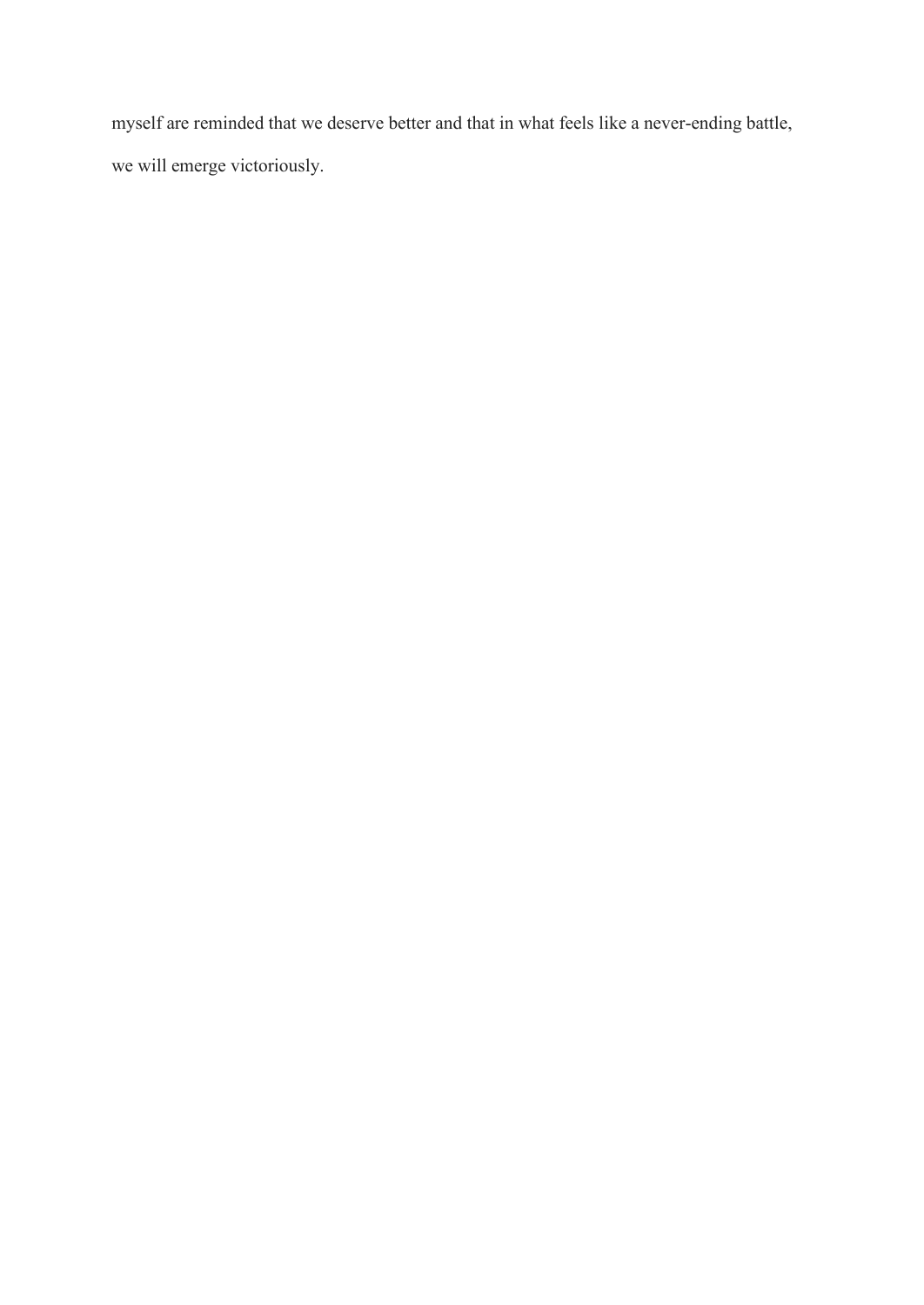myself are reminded that we deserve better and that in what feels like a never-ending battle, we will emerge victoriously.